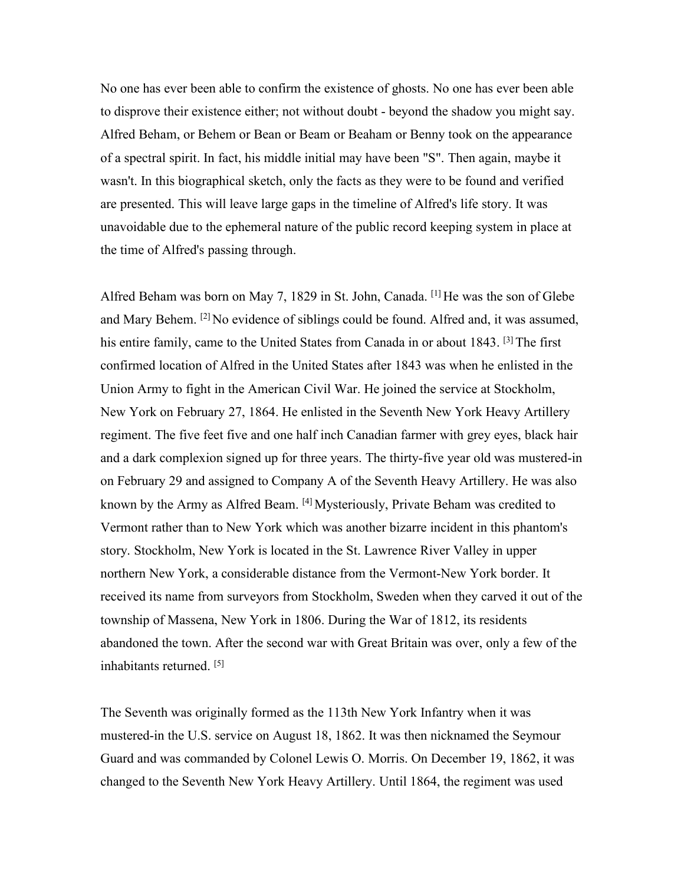No one has ever been able to confirm the existence of ghosts. No one has ever been able to disprove their existence either; not without doubt - beyond the shadow you might say. Alfred Beham, or Behem or Bean or Beam or Beaham or Benny took on the appearance of a spectral spirit. In fact, his middle initial may have been "S". Then again, maybe it wasn't. In this biographical sketch, only the facts as they were to be found and verified are presented. This will leave large gaps in the timeline of Alfred's life story. It was unavoidable due to the ephemeral nature of the public record keeping system in place at the time of Alfred's passing through.

Alfred Beham was born on May 7, 1829 in St. John, Canada. [1] He was the son of Glebe and Mary Behem. [2] No evidence of siblings could be found. Alfred and, it was assumed, his entire family, came to the United States from Canada in or about 1843. [3] The first confirmed location of Alfred in the United States after 1843 was when he enlisted in the Union Army to fight in the American Civil War. He joined the service at Stockholm, New York on February 27, 1864. He enlisted in the Seventh New York Heavy Artillery regiment. The five feet five and one half inch Canadian farmer with grey eyes, black hair and a dark complexion signed up for three years. The thirty-five year old was mustered-in on February 29 and assigned to Company A of the Seventh Heavy Artillery. He was also known by the Army as Alfred Beam. [4] Mysteriously, Private Beham was credited to Vermont rather than to New York which was another bizarre incident in this phantom's story. Stockholm, New York is located in the St. Lawrence River Valley in upper northern New York, a considerable distance from the Vermont-New York border. It received its name from surveyors from Stockholm, Sweden when they carved it out of the township of Massena, New York in 1806. During the War of 1812, its residents abandoned the town. After the second war with Great Britain was over, only a few of the inhabitants returned. [5]

The Seventh was originally formed as the 113th New York Infantry when it was mustered-in the U.S. service on August 18, 1862. It was then nicknamed the Seymour Guard and was commanded by Colonel Lewis O. Morris. On December 19, 1862, it was changed to the Seventh New York Heavy Artillery. Until 1864, the regiment was used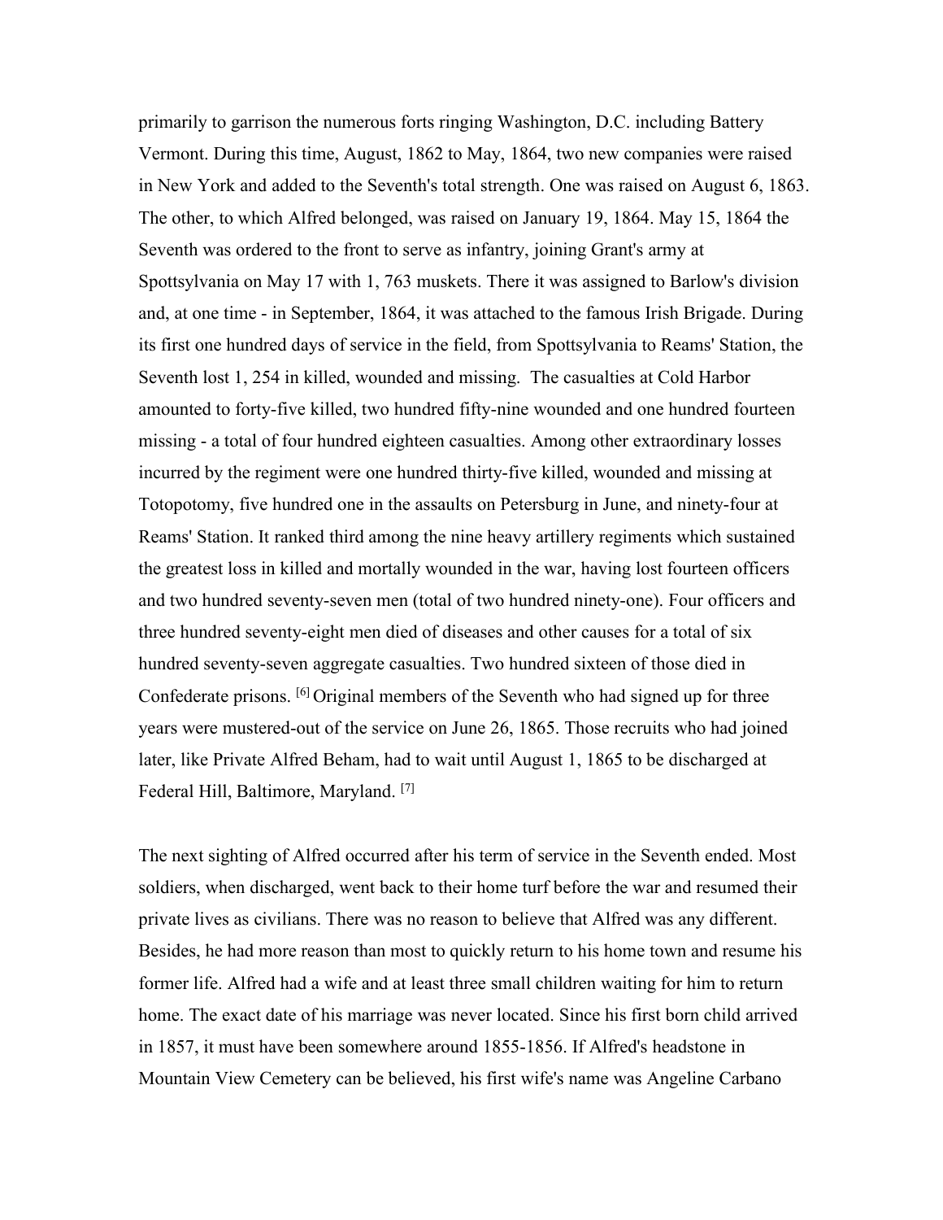primarily to garrison the numerous forts ringing Washington, D.C. including Battery Vermont. During this time, August, 1862 to May, 1864, two new companies were raised in New York and added to the Seventh's total strength. One was raised on August 6, 1863. The other, to which Alfred belonged, was raised on January 19, 1864. May 15, 1864 the Seventh was ordered to the front to serve as infantry, joining Grant's army at Spottsylvania on May 17 with 1, 763 muskets. There it was assigned to Barlow's division and, at one time - in September, 1864, it was attached to the famous Irish Brigade. During its first one hundred days of service in the field, from Spottsylvania to Reams' Station, the Seventh lost 1, 254 in killed, wounded and missing. The casualties at Cold Harbor amounted to forty-five killed, two hundred fifty-nine wounded and one hundred fourteen missing - a total of four hundred eighteen casualties. Among other extraordinary losses incurred by the regiment were one hundred thirty-five killed, wounded and missing at Totopotomy, five hundred one in the assaults on Petersburg in June, and ninety-four at Reams' Station. It ranked third among the nine heavy artillery regiments which sustained the greatest loss in killed and mortally wounded in the war, having lost fourteen officers and two hundred seventy-seven men (total of two hundred ninety-one). Four officers and three hundred seventy-eight men died of diseases and other causes for a total of six hundred seventy-seven aggregate casualties. Two hundred sixteen of those died in Confederate prisons. [6] Original members of the Seventh who had signed up for three years were mustered-out of the service on June 26, 1865. Those recruits who had joined later, like Private Alfred Beham, had to wait until August 1, 1865 to be discharged at Federal Hill, Baltimore, Maryland. [7]

The next sighting of Alfred occurred after his term of service in the Seventh ended. Most soldiers, when discharged, went back to their home turf before the war and resumed their private lives as civilians. There was no reason to believe that Alfred was any different. Besides, he had more reason than most to quickly return to his home town and resume his former life. Alfred had a wife and at least three small children waiting for him to return home. The exact date of his marriage was never located. Since his first born child arrived in 1857, it must have been somewhere around 1855-1856. If Alfred's headstone in Mountain View Cemetery can be believed, his first wife's name was Angeline Carbano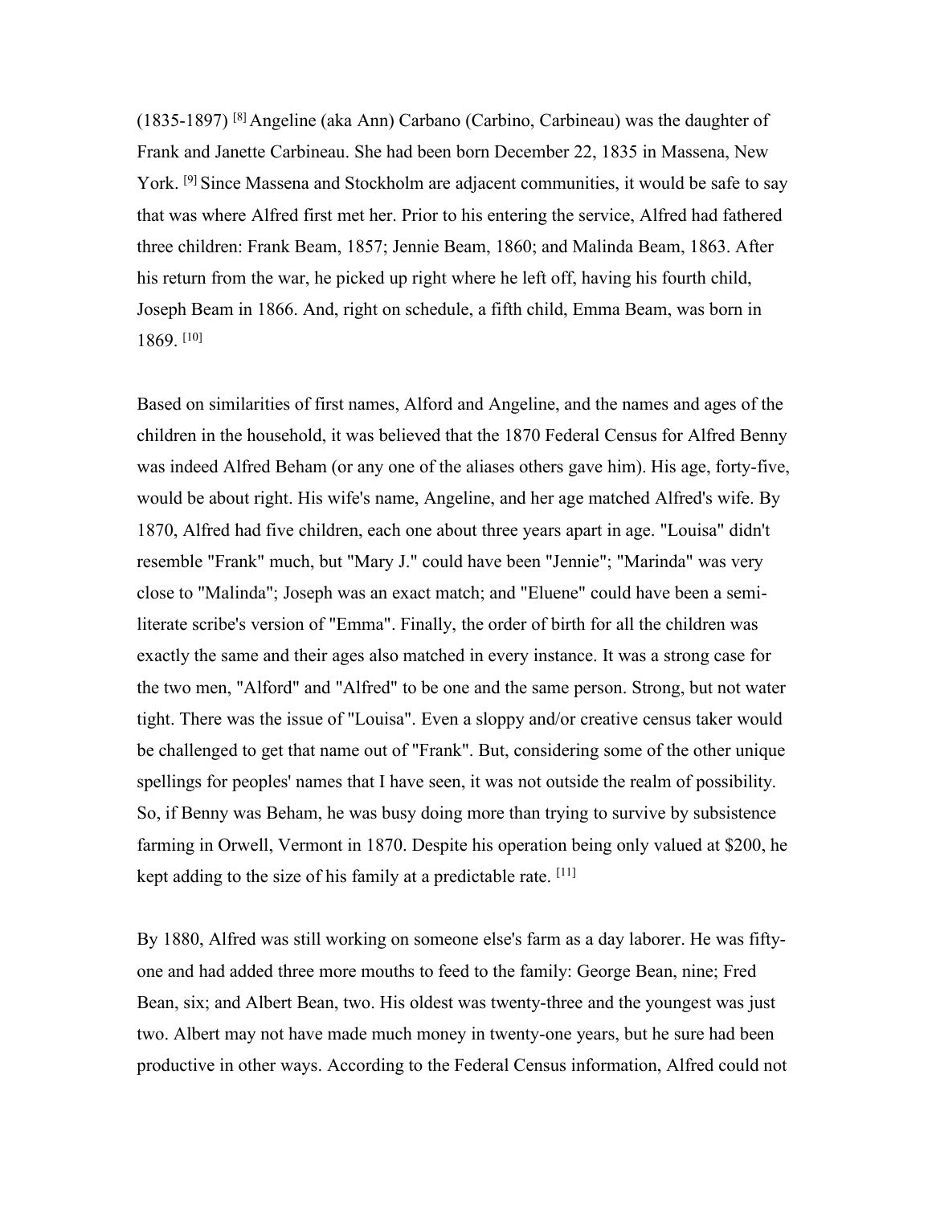(1835-1897) [8] Angeline (aka Ann) Carbano (Carbino, Carbineau) was the daughter of Frank and Janette Carbineau. She had been born December 22, 1835 in Massena, New York. [9] Since Massena and Stockholm are adjacent communities, it would be safe to say that was where Alfred first met her. Prior to his entering the service, Alfred had fathered three children: Frank Beam, 1857; Jennie Beam, 1860; and Malinda Beam, 1863. After his return from the war, he picked up right where he left off, having his fourth child, Joseph Beam in 1866. And, right on schedule, a fifth child, Emma Beam, was born in 1869. [10]

Based on similarities of first names, Alford and Angeline, and the names and ages of the children in the household, it was believed that the 1870 Federal Census for Alfred Benny was indeed Alfred Beham (or any one of the aliases others gave him). His age, forty-five, would be about right. His wife's name, Angeline, and her age matched Alfred's wife. By 1870, Alfred had five children, each one about three years apart in age. "Louisa" didn't resemble "Frank" much, but "Mary J." could have been "Jennie"; "Marinda" was very close to "Malinda"; Joseph was an exact match; and "Eluene" could have been a semi-literate scribe's version of "Emma". Finally, the order of birth for all the children was exactly the same and their ages also matched in every instance. It was a strong case for the two men, "Alford" and "Alfred" to be one and the same person. Strong, but not water tight. There was the issue of "Louisa". Even a sloppy and/or creative census taker would be challenged to get that name out of "Frank". But, considering some of the other unique spellings for peoples' names that I have seen, it was not outside the realm of possibility. So, if Benny was Beham, he was busy doing more than trying to survive by subsistence farming in Orwell, Vermont in 1870. Despite his operation being only valued at $200, he kept adding to the size of his family at a predictable rate. [11]

By 1880, Alfred was still working on someone else's farm as a day laborer. He was fifty-one and had added three more mouths to feed to the family: George Bean, nine; Fred Bean, six; and Albert Bean, two. His oldest was twenty-three and the youngest was just two. Albert may not have made much money in twenty-one years, but he sure had been productive in other ways. According to the Federal Census information, Alfred could not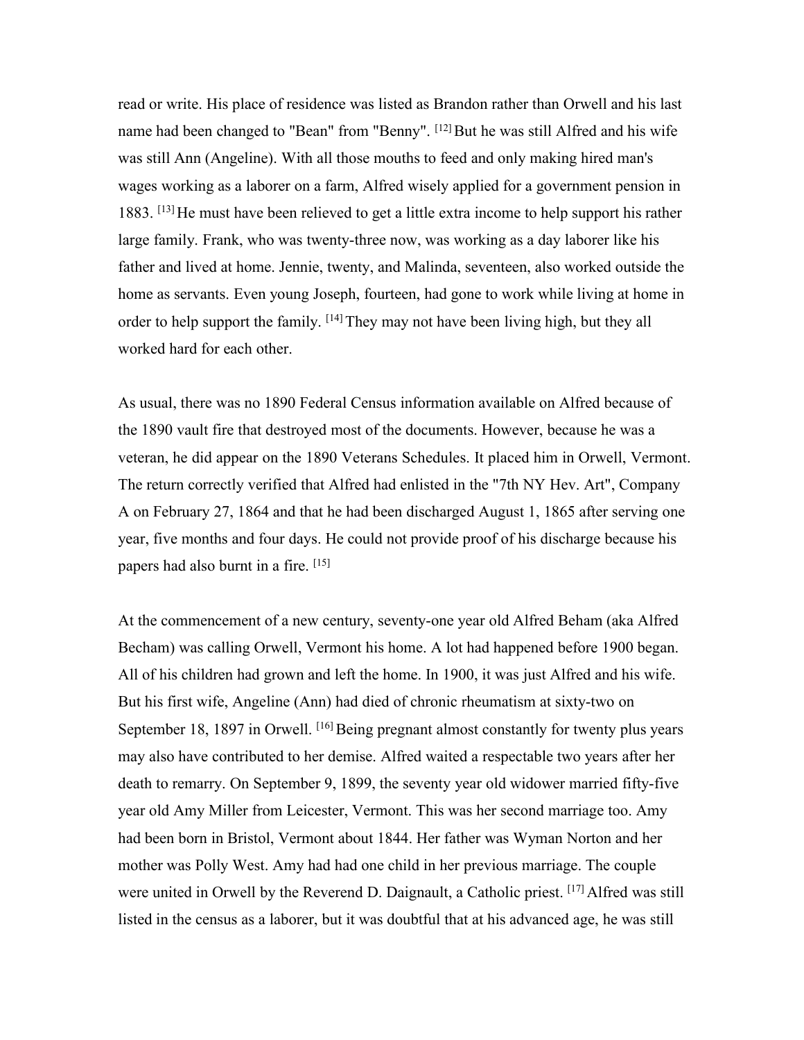read or write. His place of residence was listed as Brandon rather than Orwell and his last name had been changed to "Bean" from "Benny". [12] But he was still Alfred and his wife was still Ann (Angeline). With all those mouths to feed and only making hired man's wages working as a laborer on a farm, Alfred wisely applied for a government pension in 1883. [13] He must have been relieved to get a little extra income to help support his rather large family. Frank, who was twenty-three now, was working as a day laborer like his father and lived at home. Jennie, twenty, and Malinda, seventeen, also worked outside the home as servants. Even young Joseph, fourteen, had gone to work while living at home in order to help support the family. [14] They may not have been living high, but they all worked hard for each other.

As usual, there was no 1890 Federal Census information available on Alfred because of the 1890 vault fire that destroyed most of the documents. However, because he was a veteran, he did appear on the 1890 Veterans Schedules. It placed him in Orwell, Vermont. The return correctly verified that Alfred had enlisted in the "7th NY Hev. Art", Company A on February 27, 1864 and that he had been discharged August 1, 1865 after serving one year, five months and four days. He could not provide proof of his discharge because his papers had also burnt in a fire. [15]

At the commencement of a new century, seventy-one year old Alfred Beham (aka Alfred Becham) was calling Orwell, Vermont his home. A lot had happened before 1900 began. All of his children had grown and left the home. In 1900, it was just Alfred and his wife. But his first wife, Angeline (Ann) had died of chronic rheumatism at sixty-two on September 18, 1897 in Orwell. [16] Being pregnant almost constantly for twenty plus years may also have contributed to her demise. Alfred waited a respectable two years after her death to remarry. On September 9, 1899, the seventy year old widower married fifty-five year old Amy Miller from Leicester, Vermont. This was her second marriage too. Amy had been born in Bristol, Vermont about 1844. Her father was Wyman Norton and her mother was Polly West. Amy had had one child in her previous marriage. The couple were united in Orwell by the Reverend D. Daignault, a Catholic priest. [17] Alfred was still listed in the census as a laborer, but it was doubtful that at his advanced age, he was still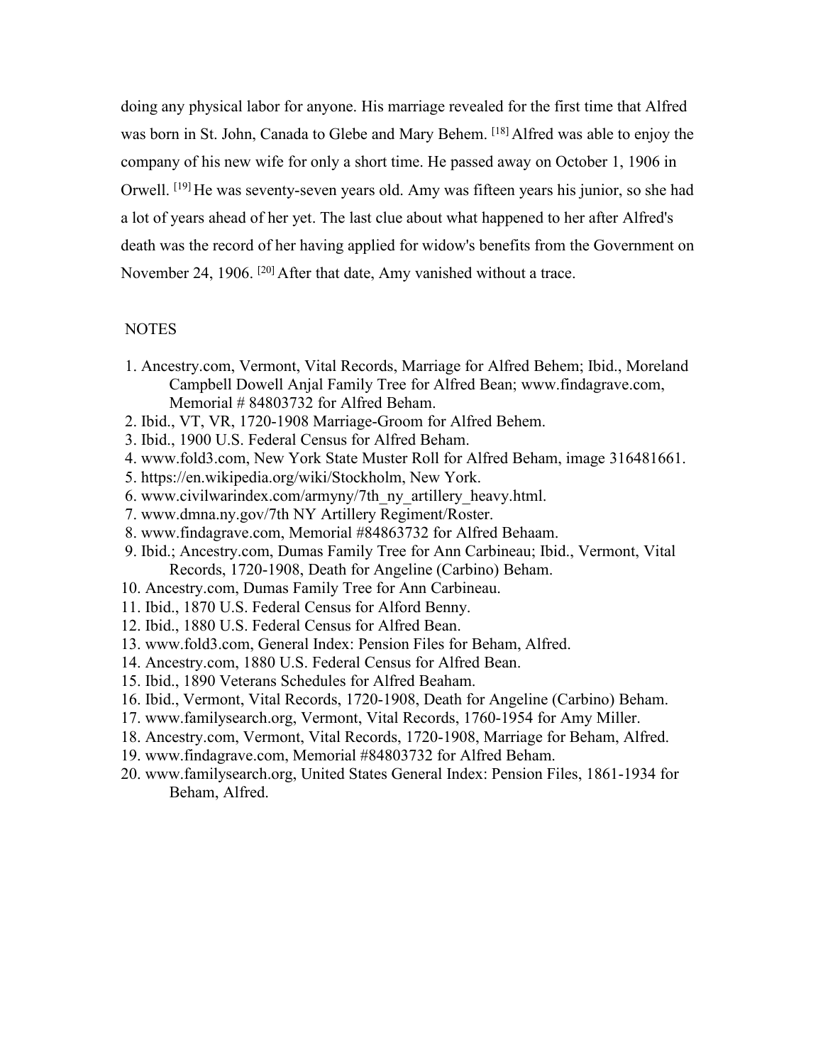doing any physical labor for anyone. His marriage revealed for the first time that Alfred was born in St. John, Canada to Glebe and Mary Behem. [18] Alfred was able to enjoy the company of his new wife for only a short time. He passed away on October 1, 1906 in Orwell. [19] He was seventy-seven years old. Amy was fifteen years his junior, so she had a lot of years ahead of her yet. The last clue about what happened to her after Alfred's death was the record of her having applied for widow's benefits from the Government on November 24, 1906. [20] After that date, Amy vanished without a trace.

NOTES

1. Ancestry.com, Vermont, Vital Records, Marriage for Alfred Behem; Ibid., Moreland Campbell Dowell Anjal Family Tree for Alfred Bean; www.findagrave.com, Memorial # 84803732 for Alfred Beham.
2. Ibid., VT, VR, 1720-1908 Marriage-Groom for Alfred Behem.
3. Ibid., 1900 U.S. Federal Census for Alfred Beham.
4. www.fold3.com, New York State Muster Roll for Alfred Beham, image 316481661.
5. https://en.wikipedia.org/wiki/Stockholm, New York.
6. www.civilwarindex.com/armyny/7th_ny_artillery_heavy.html.
7. www.dmna.ny.gov/7th NY Artillery Regiment/Roster.
8. www.findagrave.com, Memorial #84863732 for Alfred Behaam.
9. Ibid.; Ancestry.com, Dumas Family Tree for Ann Carbineau; Ibid., Vermont, Vital Records, 1720-1908, Death for Angeline (Carbino) Beham.
10. Ancestry.com, Dumas Family Tree for Ann Carbineau.
11. Ibid., 1870 U.S. Federal Census for Alford Benny.
12. Ibid., 1880 U.S. Federal Census for Alfred Bean.
13. www.fold3.com, General Index: Pension Files for Beham, Alfred.
14. Ancestry.com, 1880 U.S. Federal Census for Alfred Bean.
15. Ibid., 1890 Veterans Schedules for Alfred Beaham.
16. Ibid., Vermont, Vital Records, 1720-1908, Death for Angeline (Carbino) Beham.
17. www.familysearch.org, Vermont, Vital Records, 1760-1954 for Amy Miller.
18. Ancestry.com, Vermont, Vital Records, 1720-1908, Marriage for Beham, Alfred.
19. www.findagrave.com, Memorial #84803732 for Alfred Beham.
20. www.familysearch.org, United States General Index: Pension Files, 1861-1934 for Beham, Alfred.